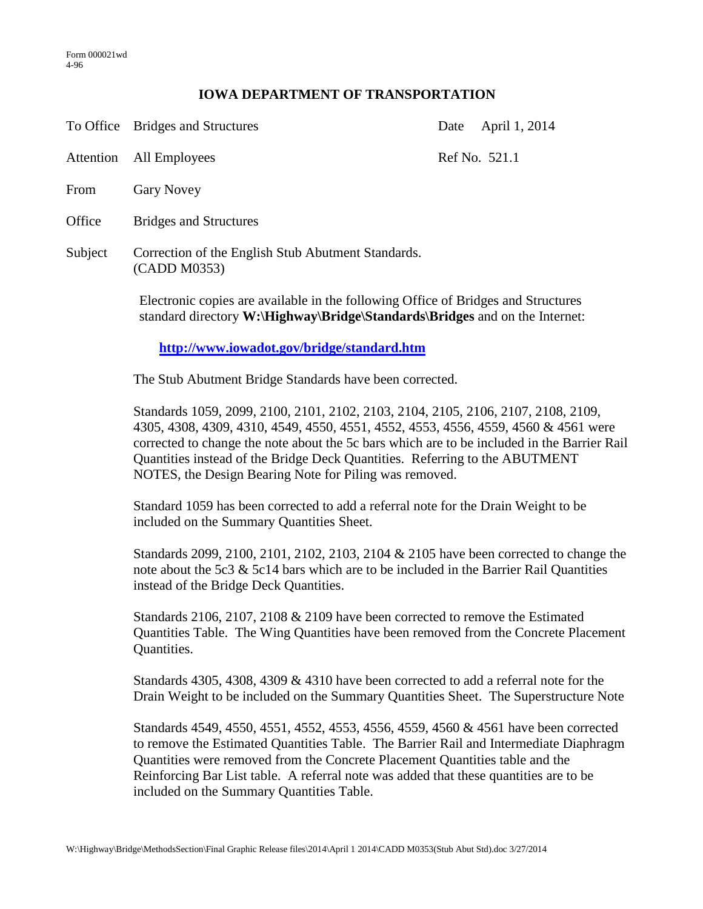Form 000021wd
4-96

# IOWA DEPARTMENT OF TRANSPORTATION

| | | | |
|---|---|---|---|
| To Office | Bridges and Structures | Date | April 1, 2014 |
| Attention | All Employees | Ref No. | 521.1 |
| From | Gary Novey | | |
| Office | Bridges and Structures | | |
| Subject | Correction of the English Stub Abutment Standards. (CADD M0353) | | |

Electronic copies are available in the following Office of Bridges and Structures standard directory **W:\Highway\Bridge\Standards\Bridges** and on the Internet:

**http://www.iowadot.gov/bridge/standard.htm**

The Stub Abutment Bridge Standards have been corrected.

Standards 1059, 2099, 2100, 2101, 2102, 2103, 2104, 2105, 2106, 2107, 2108, 2109, 4305, 4308, 4309, 4310, 4549, 4550, 4551, 4552, 4553, 4556, 4559, 4560 & 4561 were corrected to change the note about the 5c bars which are to be included in the Barrier Rail Quantities instead of the Bridge Deck Quantities. Referring to the ABUTMENT NOTES, the Design Bearing Note for Piling was removed.

Standard 1059 has been corrected to add a referral note for the Drain Weight to be included on the Summary Quantities Sheet.

Standards 2099, 2100, 2101, 2102, 2103, 2104 & 2105 have been corrected to change the note about the 5c3 & 5c14 bars which are to be included in the Barrier Rail Quantities instead of the Bridge Deck Quantities.

Standards 2106, 2107, 2108 & 2109 have been corrected to remove the Estimated Quantities Table. The Wing Quantities have been removed from the Concrete Placement Quantities.

Standards 4305, 4308, 4309 & 4310 have been corrected to add a referral note for the Drain Weight to be included on the Summary Quantities Sheet. The Superstructure Note

Standards 4549, 4550, 4551, 4552, 4553, 4556, 4559, 4560 & 4561 have been corrected to remove the Estimated Quantities Table. The Barrier Rail and Intermediate Diaphragm Quantities were removed from the Concrete Placement Quantities table and the Reinforcing Bar List table. A referral note was added that these quantities are to be included on the Summary Quantities Table.

W:\Highway\Bridge\MethodsSection\Final Graphic Release files\2014\April 1 2014\CADD M0353(Stub Abut Std).doc 3/27/2014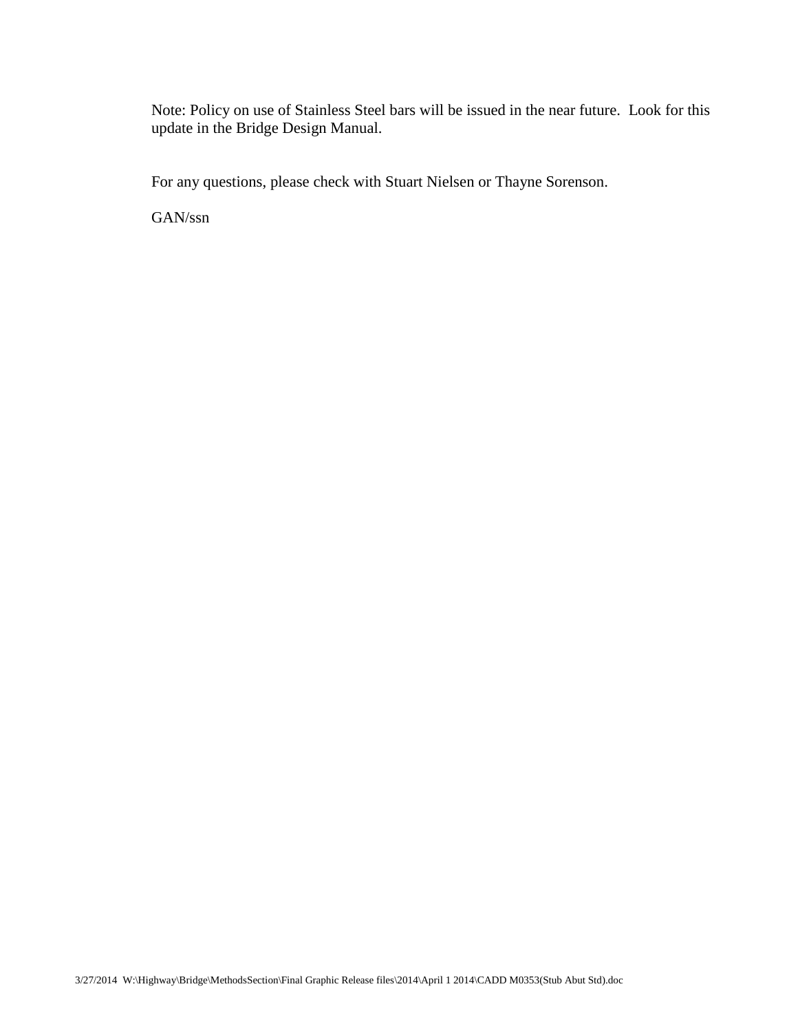Note: Policy on use of Stainless Steel bars will be issued in the near future. Look for this update in the Bridge Design Manual.

For any questions, please check with Stuart Nielsen or Thayne Sorenson.

GAN/ssn